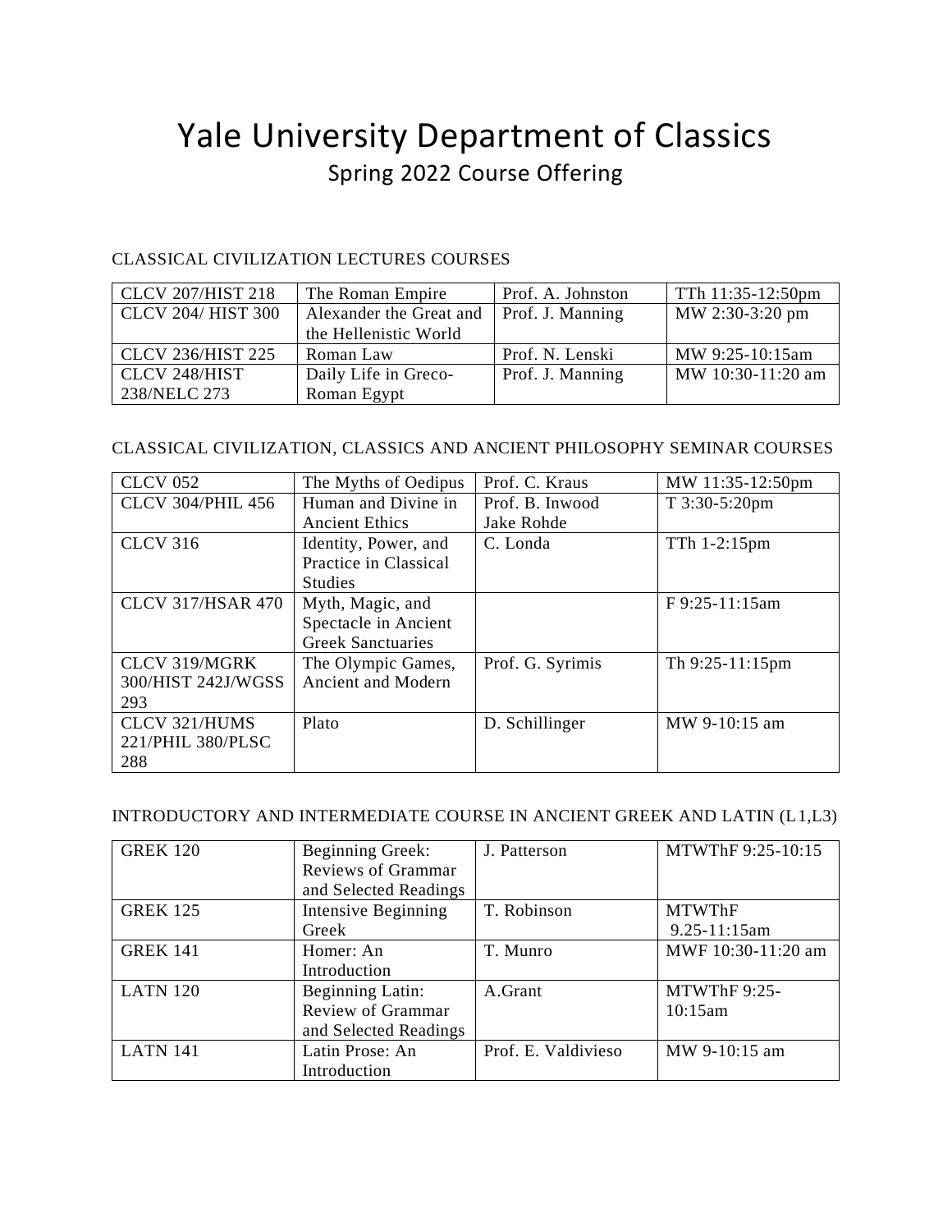# Yale University Department of Classics

## Spring 2022 Course Offering

CLASSICAL CIVILIZATION LECTURES COURSES

| | | | |
|---|---|---|---|
| CLCV 207/HIST 218 | The Roman Empire | Prof. A. Johnston | TTh 11:35-12:50pm |
| CLCV 204/ HIST 300 | Alexander the Great and the Hellenistic World | Prof. J. Manning | MW 2:30-3:20 pm |
| CLCV 236/HIST 225 | Roman Law | Prof. N. Lenski | MW 9:25-10:15am |
| CLCV 248/HIST 238/NELC 273 | Daily Life in Greco-Roman Egypt | Prof. J. Manning | MW 10:30-11:20 am |

CLASSICAL CIVILIZATION, CLASSICS AND ANCIENT PHILOSOPHY SEMINAR COURSES

| | | | |
|---|---|---|---|
| CLCV 052 | The Myths of Oedipus | Prof. C. Kraus | MW 11:35-12:50pm |
| CLCV 304/PHIL 456 | Human and Divine in Ancient Ethics | Prof. B. Inwood Jake Rohde | T 3:30-5:20pm |
| CLCV 316 | Identity, Power, and Practice in Classical Studies | C. Londa | TTh 1-2:15pm |
| CLCV 317/HSAR 470 | Myth, Magic, and Spectacle in Ancient Greek Sanctuaries | | F 9:25-11:15am |
| CLCV 319/MGRK 300/HIST 242J/WGSS 293 | The Olympic Games, Ancient and Modern | Prof. G. Syrimis | Th 9:25-11:15pm |
| CLCV 321/HUMS 221/PHIL 380/PLSC 288 | Plato | D. Schillinger | MW 9-10:15 am |

INTRODUCTORY AND INTERMEDIATE COURSE IN ANCIENT GREEK AND LATIN (L1,L3)

| | | | |
|---|---|---|---|
| GREK 120 | Beginning Greek: Reviews of Grammar and Selected Readings | J. Patterson | MTWThF 9:25-10:15 |
| GREK 125 | Intensive Beginning Greek | T. Robinson | MTWThF 9.25-11:15am |
| GREK 141 | Homer: An Introduction | T. Munro | MWF 10:30-11:20 am |
| LATN 120 | Beginning Latin: Review of Grammar and Selected Readings | A.Grant | MTWThF 9:25-10:15am |
| LATN 141 | Latin Prose: An Introduction | Prof. E. Valdivieso | MW 9-10:15 am |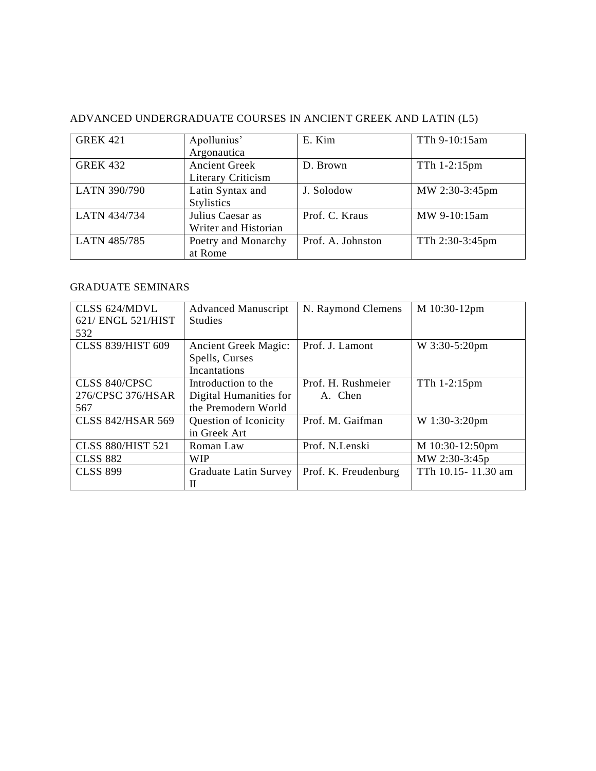ADVANCED UNDERGRADUATE COURSES IN ANCIENT GREEK AND LATIN (L5)

| | | | |
|---|---|---|---|
| GREK 421 | Apollunius' Argonautica | E. Kim | TTh 9-10:15am |
| GREK 432 | Ancient Greek Literary Criticism | D. Brown | TTh 1-2:15pm |
| LATN 390/790 | Latin Syntax and Stylistics | J. Solodow | MW 2:30-3:45pm |
| LATN 434/734 | Julius Caesar as Writer and Historian | Prof. C. Kraus | MW 9-10:15am |
| LATN 485/785 | Poetry and Monarchy at Rome | Prof. A. Johnston | TTh 2:30-3:45pm |

GRADUATE SEMINARS

| | | | |
|---|---|---|---|
| CLSS 624/MDVL 621/ ENGL 521/HIST 532 | Advanced Manuscript Studies | N. Raymond Clemens | M 10:30-12pm |
| CLSS 839/HIST 609 | Ancient Greek Magic: Spells, Curses Incantations | Prof. J. Lamont | W 3:30-5:20pm |
| CLSS 840/CPSC 276/CPSC 376/HSAR 567 | Introduction to the Digital Humanities for the Premodern World | Prof. H. Rushmeier A. Chen | TTh 1-2:15pm |
| CLSS 842/HSAR 569 | Question of Iconicity in Greek Art | Prof. M. Gaifman | W 1:30-3:20pm |
| CLSS 880/HIST 521 | Roman Law | Prof. N.Lenski | M 10:30-12:50pm |
| CLSS 882 | WIP | | MW 2:30-3:45p |
| CLSS 899 | Graduate Latin Survey II | Prof. K. Freudenburg | TTh 10.15- 11.30 am |